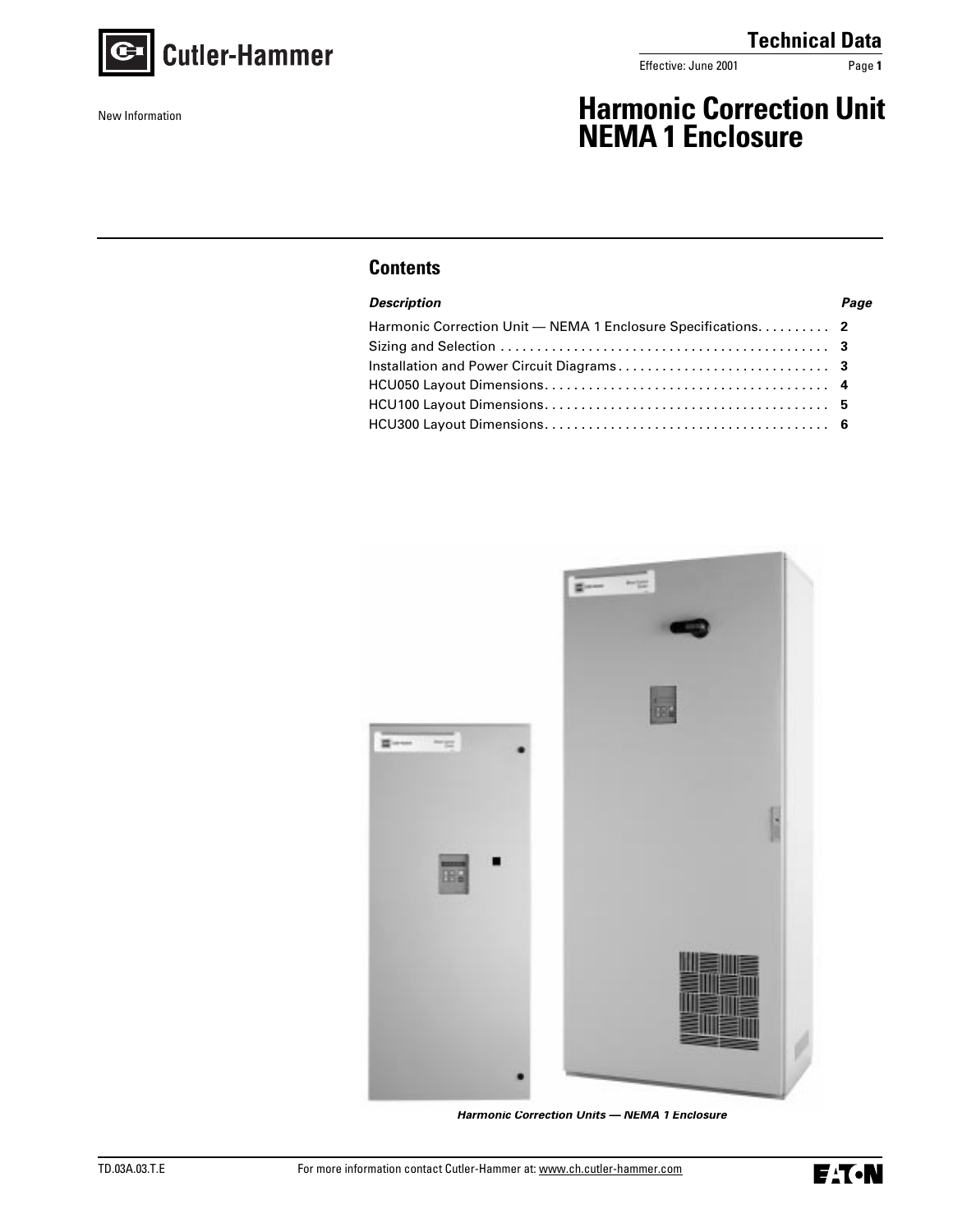Cutler-Hammer

Technical Data

Effective: June 2001

New Information

# Harmonic Correction Unit NEMA 1 Enclosure

## Contents

| *Description* | *Page* |
| --- | --- |
| Harmonic Correction Unit — NEMA 1 Enclosure Specifications | 2 |
| Sizing and Selection | 3 |
| Installation and Power Circuit Diagrams | 3 |
| HCU050 Layout Dimensions | 4 |
| HCU100 Layout Dimensions | 5 |
| HCU300 Layout Dimensions | 6 |

*Harmonic Correction Units — NEMA 1 Enclosure*

TD.03A.03.T.E

For more information contact Cutler-Hammer at: www.ch.cutler-hammer.com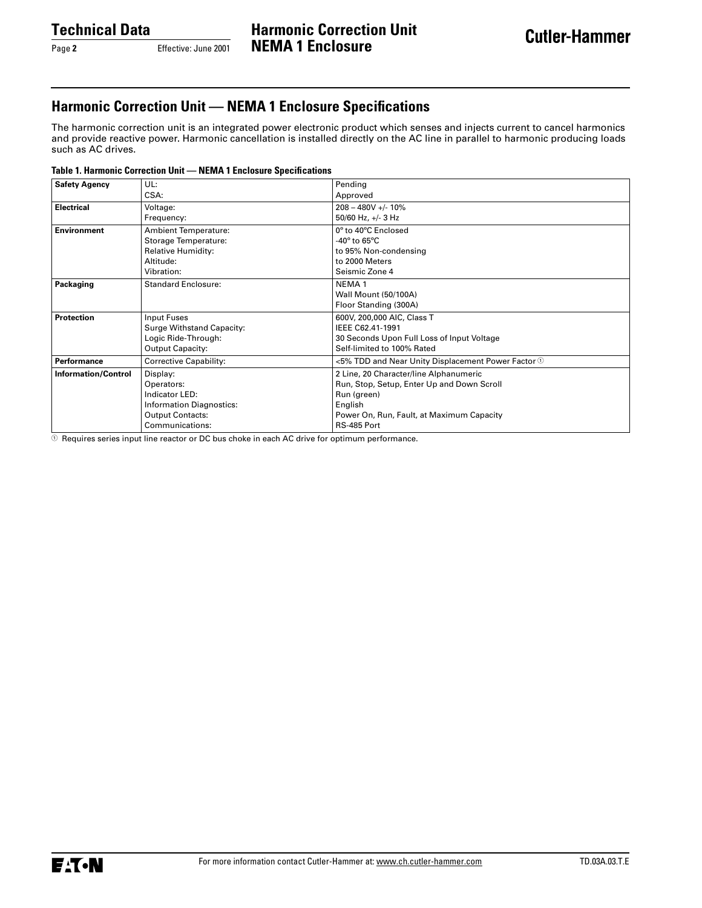## Harmonic Correction Unit — NEMA 1 Enclosure Specifications

The harmonic correction unit is an integrated power electronic product which senses and injects current to cancel harmonics and provide reactive power. Harmonic cancellation is installed directly on the AC line in parallel to harmonic producing loads such as AC drives.

**Table 1. Harmonic Correction Unit — NEMA 1 Enclosure Specifications**

| | | |
|---|---|---|
| **Safety Agency** | UL:<br>CSA: | Pending<br>Approved |
| **Electrical** | Voltage:<br>Frequency: | 208 – 480V +/- 10%<br>50/60 Hz, +/- 3 Hz |
| **Environment** | Ambient Temperature:<br>Storage Temperature:<br>Relative Humidity:<br>Altitude:<br>Vibration: | 0° to 40°C Enclosed<br>-40° to 65°C<br>to 95% Non-condensing<br>to 2000 Meters<br>Seismic Zone 4 |
| **Packaging** | Standard Enclosure: | NEMA 1<br>Wall Mount (50/100A)<br>Floor Standing (300A) |
| **Protection** | Input Fuses<br>Surge Withstand Capacity:<br>Logic Ride-Through:<br>Output Capacity: | 600V, 200,000 AIC, Class T<br>IEEE C62.41-1991<br>30 Seconds Upon Full Loss of Input Voltage<br>Self-limited to 100% Rated |
| **Performance** | Corrective Capability: | <5% TDD and Near Unity Displacement Power Factor ① |
| **Information/Control** | Display:<br>Operators:<br>Indicator LED:<br>Information Diagnostics:<br>Output Contacts:<br>Communications: | 2 Line, 20 Character/line Alphanumeric<br>Run, Stop, Setup, Enter Up and Down Scroll<br>Run (green)<br>English<br>Power On, Run, Fault, at Maximum Capacity<br>RS-485 Port |

① Requires series input line reactor or DC bus choke in each AC drive for optimum performance.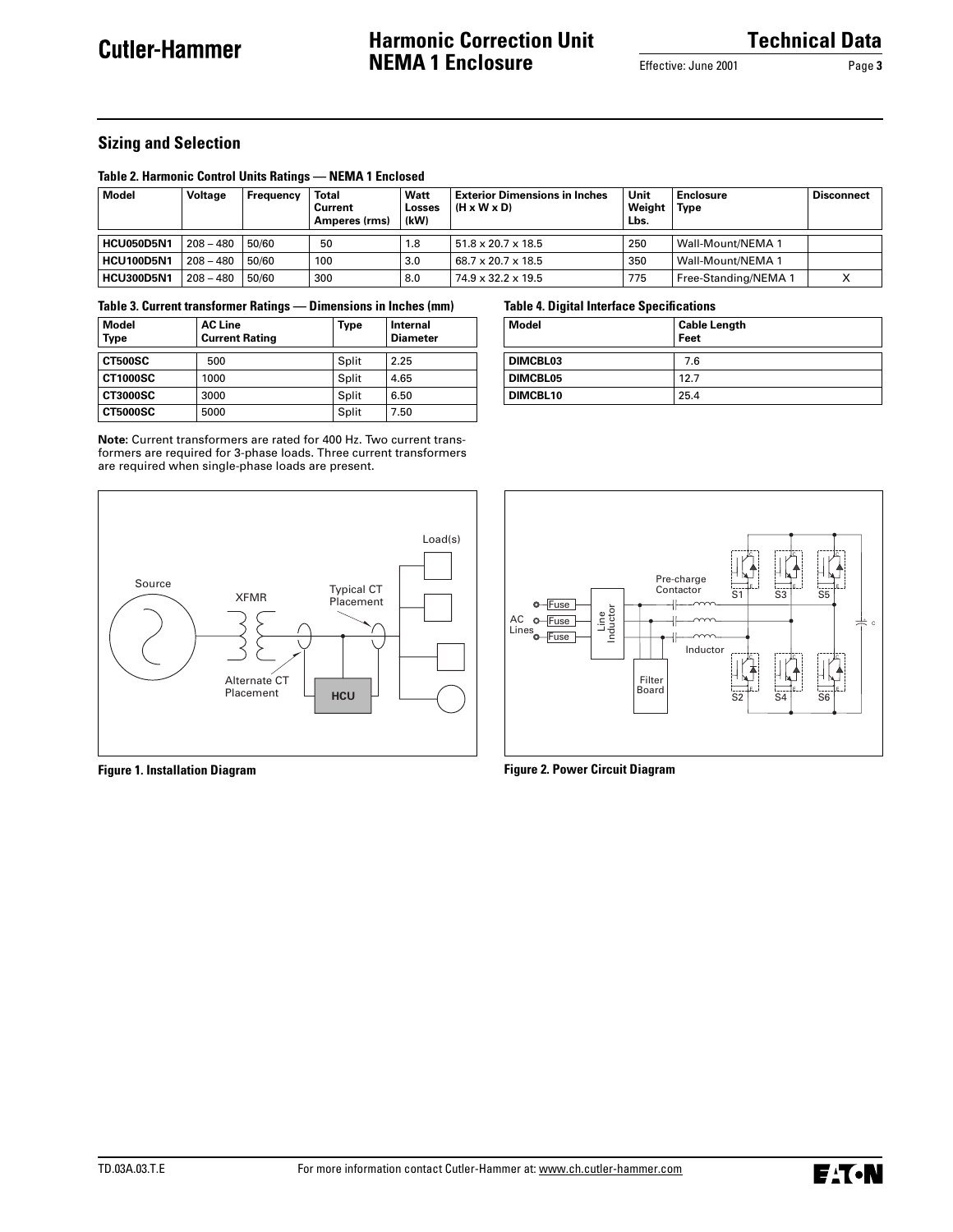## Sizing and Selection

**Table 2. Harmonic Control Units Ratings — NEMA 1 Enclosed**

| Model | Voltage | Frequency | Total Current Amperes (rms) | Watt Losses (kW) | Exterior Dimensions in Inches (H x W x D) | Unit Weight Lbs. | Enclosure Type | Disconnect |
|---|---|---|---|---|---|---|---|---|
| **HCU050D5N1** | 208 – 480 | 50/60 | 50 | 1.8 | 51.8 x 20.7 x 18.5 | 250 | Wall-Mount/NEMA 1 | |
| **HCU100D5N1** | 208 – 480 | 50/60 | 100 | 3.0 | 68.7 x 20.7 x 18.5 | 350 | Wall-Mount/NEMA 1 | |
| **HCU300D5N1** | 208 – 480 | 50/60 | 300 | 8.0 | 74.9 x 32.2 x 19.5 | 775 | Free-Standing/NEMA 1 | X |

**Table 3. Current transformer Ratings — Dimensions in Inches (mm)**

| Model Type | AC Line Current Rating | Type | Internal Diameter |
|---|---|---|---|
| **CT500SC** | 500 | Split | 2.25 |
| **CT1000SC** | 1000 | Split | 4.65 |
| **CT3000SC** | 3000 | Split | 6.50 |
| **CT5000SC** | 5000 | Split | 7.50 |

**Note:** Current transformers are rated for 400 Hz. Two current transformers are required for 3-phase loads. Three current transformers are required when single-phase loads are present.

**Table 4. Digital Interface Specifications**

| Model | Cable Length Feet |
|---|---|
| **DIMCBL03** | 7.6 |
| **DIMCBL05** | 12.7 |
| **DIMCBL10** | 25.4 |

**Figure 1. Installation Diagram**

**Figure 2. Power Circuit Diagram**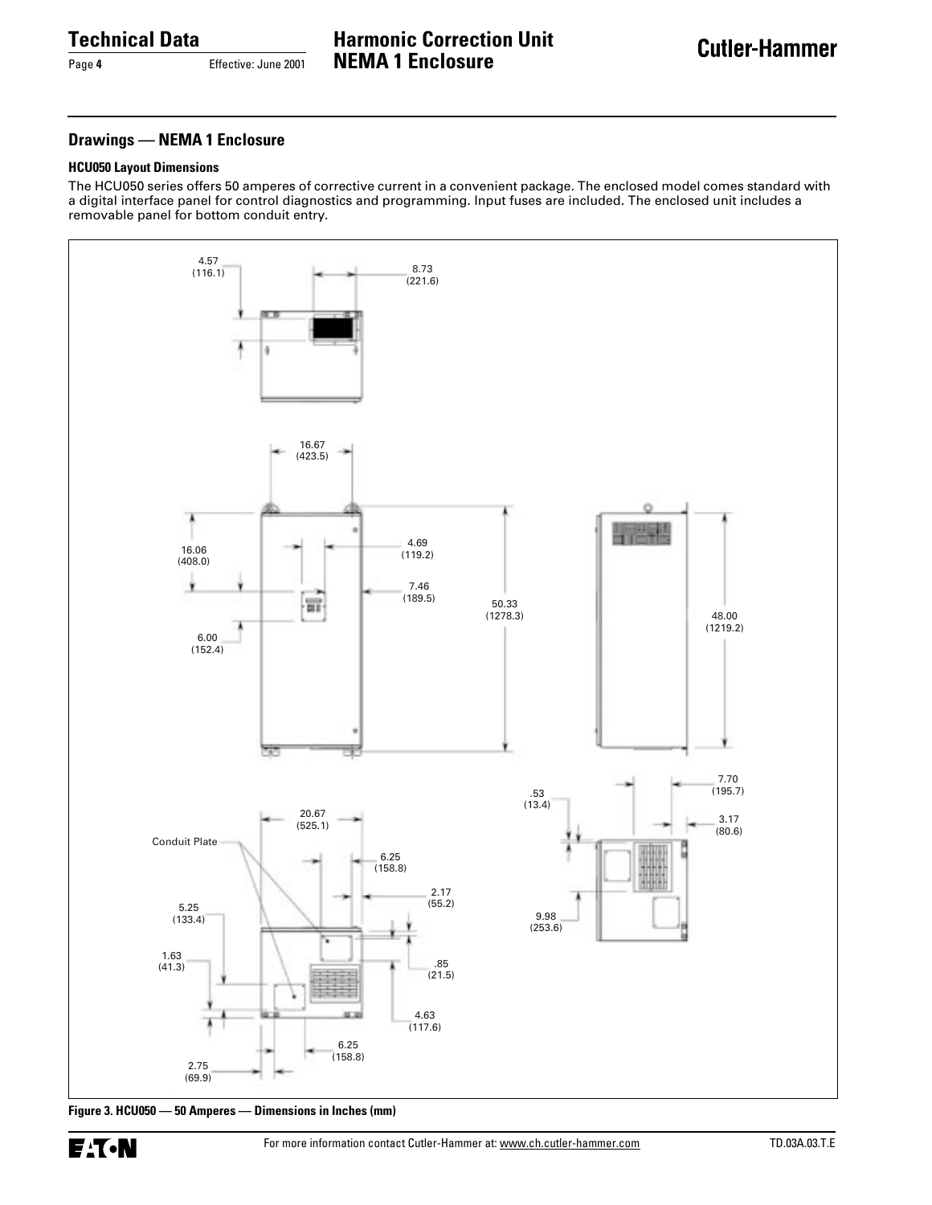## Drawings — NEMA 1 Enclosure

### HCU050 Layout Dimensions

The HCU050 series offers 50 amperes of corrective current in a convenient package. The enclosed model comes standard with a digital interface panel for control diagnostics and programming. Input fuses are included. The enclosed unit includes a removable panel for bottom conduit entry.

4.57 (116.1)

8.73 (221.6)

16.67 (423.5)

16.06 (408.0)

4.69 (119.2)

7.46 (189.5)

50.33 (1278.3)

48.00 (1219.2)

6.00 (152.4)

7.70 (195.7)

.53 (13.4)

3.17 (80.6)

20.67 (525.1)

Conduit Plate

6.25 (158.8)

2.17 (55.2)

9.98 (253.6)

5.25 (133.4)

1.63 (41.3)

.85 (21.5)

4.63 (117.6)

6.25 (158.8)

2.75 (69.9)

**Figure 3. HCU050 — 50 Amperes — Dimensions in Inches (mm)**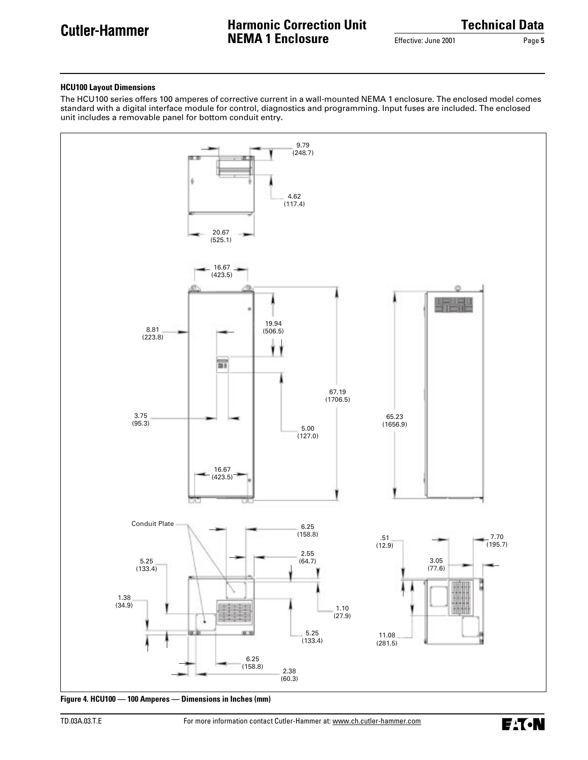### HCU100 Layout Dimensions

The HCU100 series offers 100 amperes of corrective current in a wall-mounted NEMA 1 enclosure. The enclosed model comes standard with a digital interface module for control, diagnostics and programming. Input fuses are included. The enclosed unit includes a removable panel for bottom conduit entry.

9.79 (248.7)

4.62 (117.4)

20.67 (525.1)

16.67 (423.5)

8.81 (223.8)

19.94 (506.5)

67.19 (1706.5)

65.23 (1656.9)

3.75 (95.3)

5.00 (127.0)

16.67 (423.5)

Conduit Plate

6.25 (158.8)

2.55 (64.7)

5.25 (133.4)

1.38 (34.9)

1.10 (27.9)

5.25 (133.4)

6.25 (158.8)

2.38 (60.3)

.51 (12.9)

7.70 (195.7)

3.05 (77.6)

11.08 (281.5)

**Figure 4. HCU100 — 100 Amperes — Dimensions in Inches (mm)**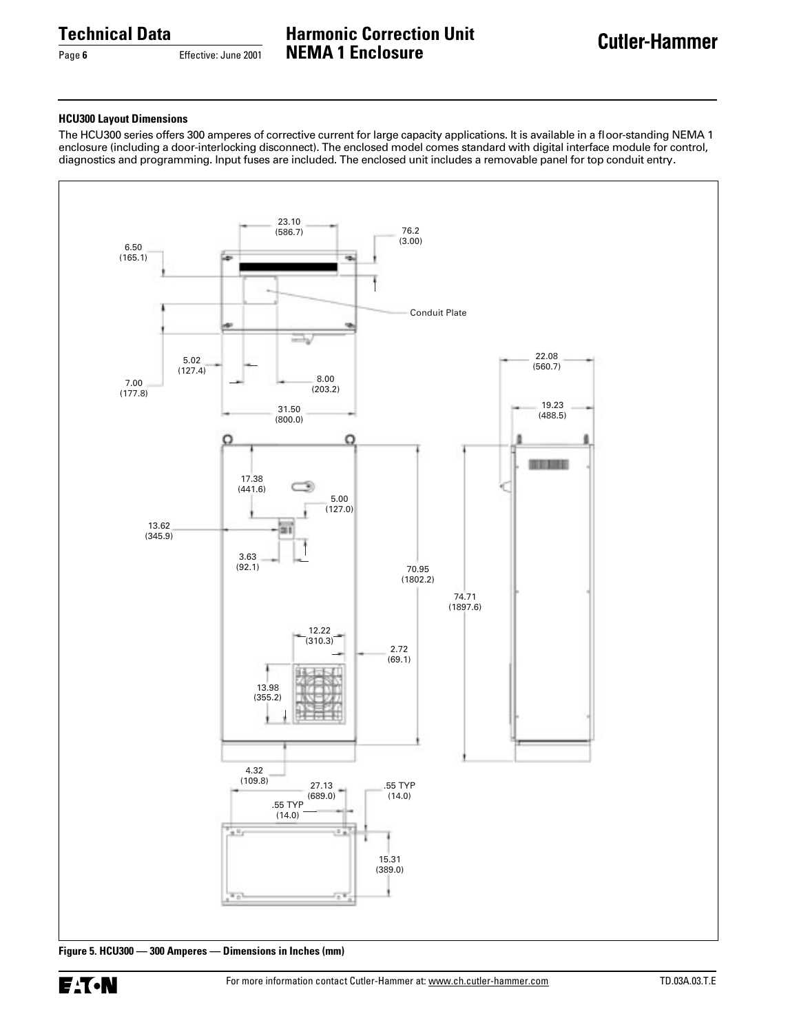### HCU300 Layout Dimensions

The HCU300 series offers 300 amperes of corrective current for large capacity applications. It is available in a floor-standing NEMA 1 enclosure (including a door-interlocking disconnect). The enclosed model comes standard with digital interface module for control, diagnostics and programming. Input fuses are included. The enclosed unit includes a removable panel for top conduit entry.

**Figure 5. HCU300 — 300 Amperes — Dimensions in Inches (mm)**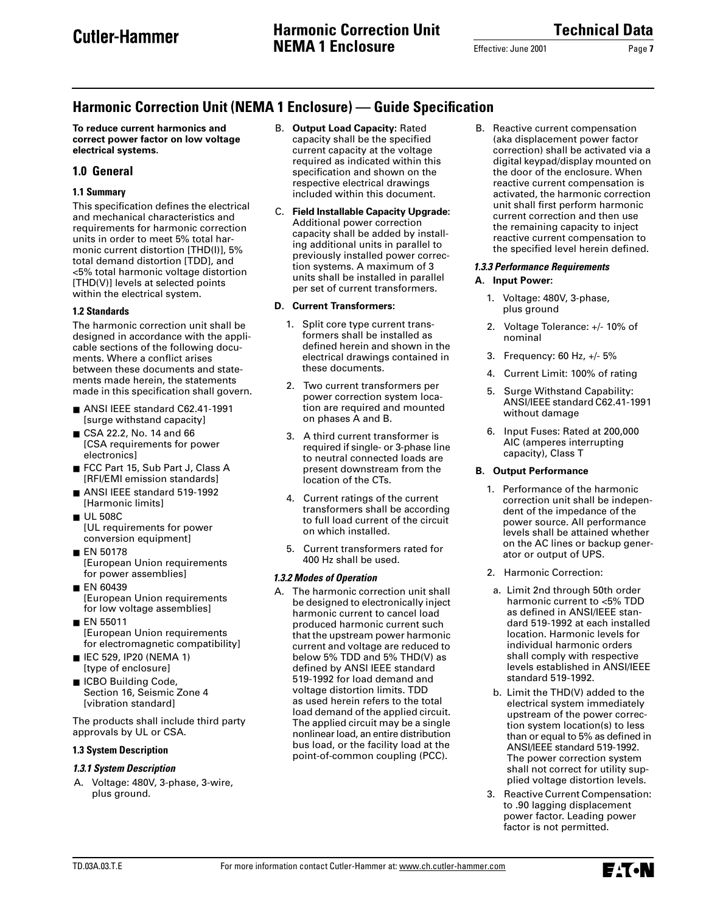# Harmonic Correction Unit (NEMA 1 Enclosure) — Guide Specification

**To reduce current harmonics and correct power factor on low voltage electrical systems.**

## 1.0 General

### 1.1 Summary

This specification defines the electrical and mechanical characteristics and requirements for harmonic correction units in order to meet 5% total harmonic current distortion [THD(I)], 5% total demand distortion [TDD], and <5% total harmonic voltage distortion [THD(V)] levels at selected points within the electrical system.

### 1.2 Standards

The harmonic correction unit shall be designed in accordance with the applicable sections of the following documents. Where a conflict arises between these documents and statements made herein, the statements made in this specification shall govern.

- ANSI IEEE standard C62.41-1991 [surge withstand capacity]
- CSA 22.2, No. 14 and 66 [CSA requirements for power electronics]
- FCC Part 15, Sub Part J, Class A [RFI/EMI emission standards]
- ANSI IEEE standard 519-1992 [Harmonic limits]
- UL 508C [UL requirements for power conversion equipment]
- EN 50178 [European Union requirements for power assemblies]
- EN 60439 [European Union requirements for low voltage assemblies]
- EN 55011 [European Union requirements for electromagnetic compatibility]
- IEC 529, IP20 (NEMA 1) [type of enclosure]
- ICBO Building Code, Section 16, Seismic Zone 4 [vibration standard]

The products shall include third party approvals by UL or CSA.

### 1.3 System Description

#### *1.3.1 System Description*

A. Voltage: 480V, 3-phase, 3-wire, plus ground.

B. **Output Load Capacity**: Rated capacity shall be the specified current capacity at the voltage required as indicated within this specification and shown on the respective electrical drawings included within this document.

C. **Field Installable Capacity Upgrade**: Additional power correction capacity shall be added by installing additional units in parallel to previously installed power correction systems. A maximum of 3 units shall be installed in parallel per set of current transformers.

**D. Current Transformers:**

1. Split core type current transformers shall be installed as defined herein and shown in the electrical drawings contained in these documents.
2. Two current transformers per power correction system location are required and mounted on phases A and B.
3. A third current transformer is required if single- or 3-phase line to neutral connected loads are present downstream from the location of the CTs.
4. Current ratings of the current transformers shall be according to full load current of the circuit on which installed.
5. Current transformers rated for 400 Hz shall be used.

#### *1.3.2 Modes of Operation*

A. The harmonic correction unit shall be designed to electronically inject harmonic current to cancel load produced harmonic current such that the upstream power harmonic current and voltage are reduced to below 5% TDD and 5% THD(V) as defined by ANSI IEEE standard 519-1992 for load demand and voltage distortion limits. TDD as used herein refers to the total load demand of the applied circuit. The applied circuit may be a single nonlinear load, an entire distribution bus load, or the facility load at the point-of-common coupling (PCC).

B. Reactive current compensation (aka displacement power factor correction) shall be activated via a digital keypad/display mounted on the door of the enclosure. When reactive current compensation is activated, the harmonic correction unit shall first perform harmonic current correction and then use the remaining capacity to inject reactive current compensation to the specified level herein defined.

#### *1.3.3 Performance Requirements*

**A. Input Power:**

1. Voltage: 480V, 3-phase, plus ground
2. Voltage Tolerance: +/- 10% of nominal
3. Frequency: 60 Hz, +/- 5%
4. Current Limit: 100% of rating
5. Surge Withstand Capability: ANSI/IEEE standard C62.41-1991 without damage
6. Input Fuses: Rated at 200,000 AIC (amperes interrupting capacity), Class T

**B. Output Performance**

1. Performance of the harmonic correction unit shall be independent of the impedance of the power source. All performance levels shall be attained whether on the AC lines or backup generator or output of UPS.
2. Harmonic Correction:
   a. Limit 2nd through 50th order harmonic current to <5% TDD as defined in ANSI/IEEE standard 519-1992 at each installed location. Harmonic levels for individual harmonic orders shall comply with respective levels established in ANSI/IEEE standard 519-1992.
   b. Limit the THD(V) added to the electrical system immediately upstream of the power correction system location(s) to less than or equal to 5% as defined in ANSI/IEEE standard 519-1992. The power correction system shall not correct for utility supplied voltage distortion levels.
3. Reactive Current Compensation: to .90 lagging displacement power factor. Leading power factor is not permitted.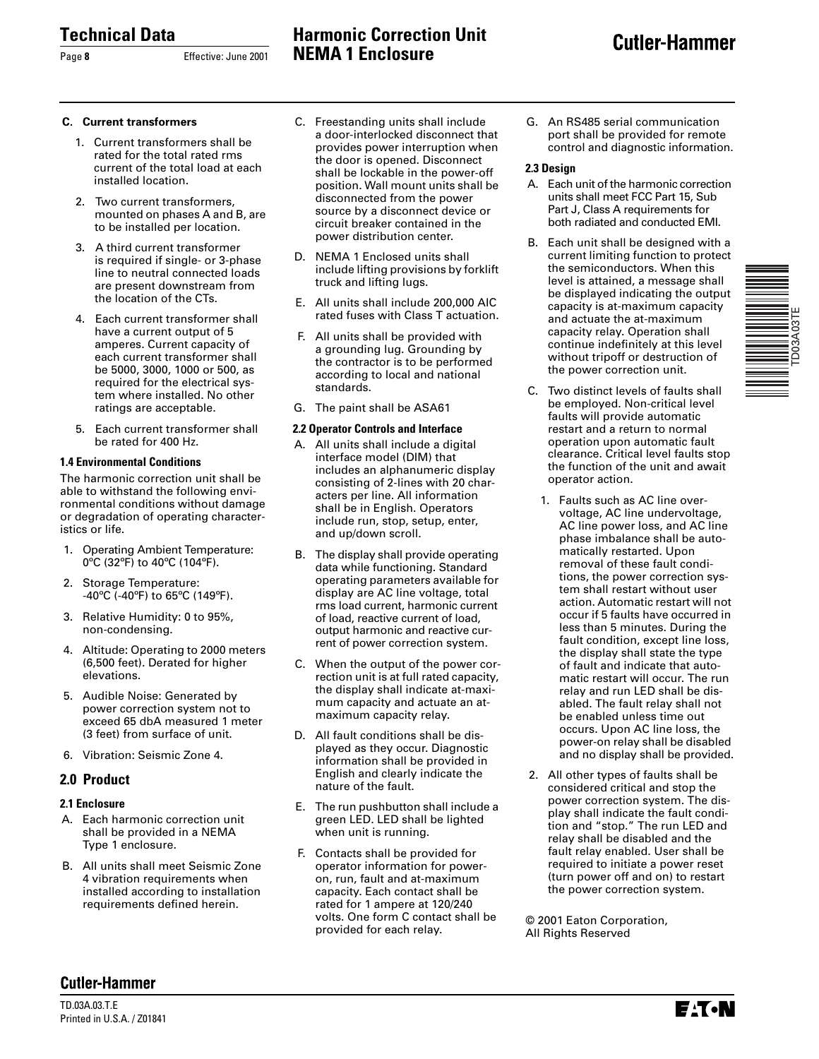### C. Current transformers

1. Current transformers shall be rated for the total rated rms current of the total load at each installed location.
2. Two current transformers, mounted on phases A and B, are to be installed per location.
3. A third current transformer is required if single- or 3-phase line to neutral connected loads are present downstream from the location of the CTs.
4. Each current transformer shall have a current output of 5 amperes. Current capacity of each current transformer shall be 5000, 3000, 1000 or 500, as required for the electrical system where installed. No other ratings are acceptable.
5. Each current transformer shall be rated for 400 Hz.

### 1.4 Environmental Conditions

The harmonic correction unit shall be able to withstand the following environmental conditions without damage or degradation of operating characteristics or life.

1. Operating Ambient Temperature: 0ºC (32ºF) to 40ºC (104ºF).
2. Storage Temperature: -40ºC (-40ºF) to 65ºC (149ºF).
3. Relative Humidity: 0 to 95%, non-condensing.
4. Altitude: Operating to 2000 meters (6,500 feet). Derated for higher elevations.
5. Audible Noise: Generated by power correction system not to exceed 65 dbA measured 1 meter (3 feet) from surface of unit.
6. Vibration: Seismic Zone 4.

## 2.0 Product

### 2.1 Enclosure

A. Each harmonic correction unit shall be provided in a NEMA Type 1 enclosure.

B. All units shall meet Seismic Zone 4 vibration requirements when installed according to installation requirements defined herein.

C. Freestanding units shall include a door-interlocked disconnect that provides power interruption when the door is opened. Disconnect shall be lockable in the power-off position. Wall mount units shall be disconnected from the power source by a disconnect device or circuit breaker contained in the power distribution center.

D. NEMA 1 Enclosed units shall include lifting provisions by forklift truck and lifting lugs.

E. All units shall include 200,000 AIC rated fuses with Class T actuation.

F. All units shall be provided with a grounding lug. Grounding by the contractor is to be performed according to local and national standards.

G. The paint shall be ASA61

### 2.2 Operator Controls and Interface

A. All units shall include a digital interface model (DIM) that includes an alphanumeric display consisting of 2-lines with 20 characters per line. All information shall be in English. Operators include run, stop, setup, enter, and up/down scroll.

B. The display shall provide operating data while functioning. Standard operating parameters available for display are AC line voltage, total rms load current, harmonic current of load, reactive current of load, output harmonic and reactive current of power correction system.

C. When the output of the power correction unit is at full rated capacity, the display shall indicate at-maximum capacity and actuate an at-maximum capacity relay.

D. All fault conditions shall be displayed as they occur. Diagnostic information shall be provided in English and clearly indicate the nature of the fault.

E. The run pushbutton shall include a green LED. LED shall be lighted when unit is running.

F. Contacts shall be provided for operator information for power-on, run, fault and at-maximum capacity. Each contact shall be rated for 1 ampere at 120/240 volts. One form C contact shall be provided for each relay.

G. An RS485 serial communication port shall be provided for remote control and diagnostic information.

### 2.3 Design

A. Each unit of the harmonic correction units shall meet FCC Part 15, Sub Part J, Class A requirements for both radiated and conducted EMI.

B. Each unit shall be designed with a current limiting function to protect the semiconductors. When this level is attained, a message shall be displayed indicating the output capacity is at-maximum capacity and actuate the at-maximum capacity relay. Operation shall continue indefinitely at this level without tripoff or destruction of the power correction unit.

C. Two distinct levels of faults shall be employed. Non-critical level faults will provide automatic restart and a return to normal operation upon automatic fault clearance. Critical level faults stop the function of the unit and await operator action.

1. Faults such as AC line overvoltage, AC line undervoltage, AC line power loss, and AC line phase imbalance shall be automatically restarted. Upon removal of these fault conditions, the power correction system shall restart without user action. Automatic restart will not occur if 5 faults have occurred in less than 5 minutes. During the fault condition, except line loss, the display shall state the type of fault and indicate that automatic restart will occur. The run relay and run LED shall be disabled. The fault relay shall not be enabled unless time out occurs. Upon AC line loss, the power-on relay shall be disabled and no display shall be provided.
2. All other types of faults shall be considered critical and stop the power correction system. The display shall indicate the fault condition and "stop." The run LED and relay shall be disabled and the fault relay enabled. User shall be required to initiate a power reset (turn power off and on) to restart the power correction system.

© 2001 Eaton Corporation,
All Rights Reserved

TD.03A.03.T.E
Printed in U.S.A. / Z01841